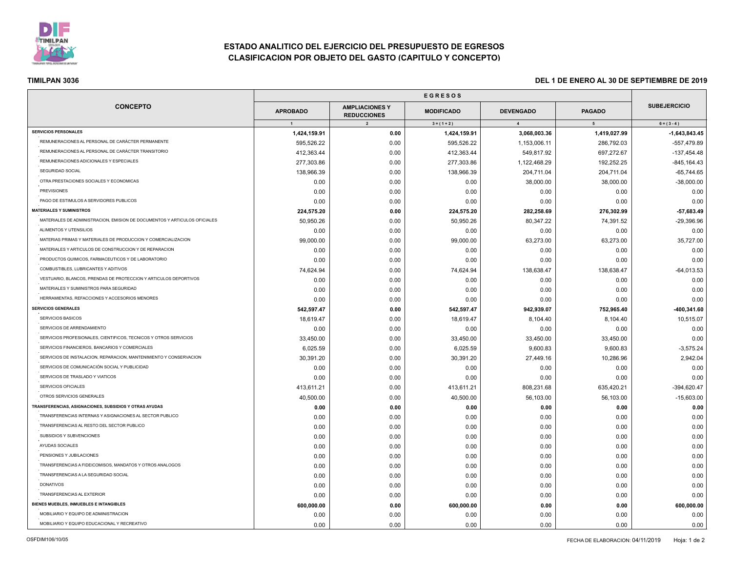# ESTADO ANALITICO DEL EJERCICIO DEL PRESUPUESTO DE EGRESOS
## CLASIFICACION POR OBJETO DEL GASTO (CAPITULO Y CONCEPTO)

**TIMILPAN 3036**

**DEL 1 DE ENERO AL 30 DE SEPTIEMBRE DE 2019**

| CONCEPTO | EGRESOS | | | | | SUBEJERCICIO |
|---|---|---|---|---|---|---|
| | APROBADO | AMPLIACIONES Y REDUCCIONES | MODIFICADO | DEVENGADO | PAGADO | |
| | 1 | 2 | 3 = ( 1 + 2 ) | 4 | 5 | 6 = ( 3 - 4 ) |
| **SERVICIOS PERSONALES** | **1,424,159.91** | **0.00** | **1,424,159.91** | **3,068,003.36** | **1,419,027.99** | **-1,643,843.45** |
| REMUNERACIONES AL PERSONAL DE CARÁCTER PERMANENTE | 595,526.22 | 0.00 | 595,526.22 | 1,153,006.11 | 286,792.03 | -557,479.89 |
| REMUNERACIONES AL PERSONAL DE CARÁCTER TRANSITORIO | 412,363.44 | 0.00 | 412,363.44 | 549,817.92 | 697,272.67 | -137,454.48 |
| REMUNERACIONES ADICIONALES Y ESPECIALES | 277,303.86 | 0.00 | 277,303.86 | 1,122,468.29 | 192,252.25 | -845,164.43 |
| SEGURIDAD SOCIAL | 138,966.39 | 0.00 | 138,966.39 | 204,711.04 | 204,711.04 | -65,744.65 |
| OTRA PRESTACIONES SOCIALES Y ECONOMICAS | 0.00 | 0.00 | 0.00 | 38,000.00 | 38,000.00 | -38,000.00 |
| PREVISIONES | 0.00 | 0.00 | 0.00 | 0.00 | 0.00 | 0.00 |
| PAGO DE ESTIMULOS A SERVIDORES PUBLICOS | 0.00 | 0.00 | 0.00 | 0.00 | 0.00 | 0.00 |
| **MATERIALES Y SUMINISTROS** | **224,575.20** | **0.00** | **224,575.20** | **282,258.69** | **276,302.99** | **-57,683.49** |
| MATERIALES DE ADMINISTRACION, EMISION DE DOCUMENTOS Y ARTICULOS OFICIALES | 50,950.26 | 0.00 | 50,950.26 | 80,347.22 | 74,391.52 | -29,396.96 |
| ALIMENTOS Y UTENSILIOS | 0.00 | 0.00 | 0.00 | 0.00 | 0.00 | 0.00 |
| MATERIAS PRIMAS Y MATERIALES DE PRODUCCION Y COMERCIALIZACION | 99,000.00 | 0.00 | 99,000.00 | 63,273.00 | 63,273.00 | 35,727.00 |
| MATERIALES Y ARTICULOS DE CONSTRUCCION Y DE REPARACION | 0.00 | 0.00 | 0.00 | 0.00 | 0.00 | 0.00 |
| PRODUCTOS QUIMICOS, FARMACEUTICOS Y DE LABORATORIO | 0.00 | 0.00 | 0.00 | 0.00 | 0.00 | 0.00 |
| COMBUSTIBLES, LUBRICANTES Y ADITIVOS | 74,624.94 | 0.00 | 74,624.94 | 138,638.47 | 138,638.47 | -64,013.53 |
| VESTUARIO, BLANCOS, PRENDAS DE PROTECCION Y ARTICULOS DEPORTIVOS | 0.00 | 0.00 | 0.00 | 0.00 | 0.00 | 0.00 |
| MATERIALES Y SUMINISTROS PARA SEGURIDAD | 0.00 | 0.00 | 0.00 | 0.00 | 0.00 | 0.00 |
| HERRAMIENTAS, REFACCIONES Y ACCESORIOS MENORES | 0.00 | 0.00 | 0.00 | 0.00 | 0.00 | 0.00 |
| **SERVICIOS GENERALES** | **542,597.47** | **0.00** | **542,597.47** | **942,939.07** | **752,965.40** | **-400,341.60** |
| SERVICIOS BASICOS | 18,619.47 | 0.00 | 18,619.47 | 8,104.40 | 8,104.40 | 10,515.07 |
| SERVICIOS DE ARRENDAMIENTO | 0.00 | 0.00 | 0.00 | 0.00 | 0.00 | 0.00 |
| SERVICIOS PROFESIONALES, CIENTIFICOS, TECNICOS Y OTROS SERVICIOS | 33,450.00 | 0.00 | 33,450.00 | 33,450.00 | 33,450.00 | 0.00 |
| SERVICIOS FINANCIEROS, BANCARIOS Y COMERCIALES | 6,025.59 | 0.00 | 6,025.59 | 9,600.83 | 9,600.83 | -3,575.24 |
| SERVICIOS DE INSTALACION, REPARACION, MANTENIMIENTO Y CONSERVACION | 30,391.20 | 0.00 | 30,391.20 | 27,449.16 | 10,286.96 | 2,942.04 |
| SERVICIOS DE COMUNICACIÓN SOCIAL Y PUBLICIDAD | 0.00 | 0.00 | 0.00 | 0.00 | 0.00 | 0.00 |
| SERVICIOS DE TRASLADO Y VIATICOS | 0.00 | 0.00 | 0.00 | 0.00 | 0.00 | 0.00 |
| SERVICIOS OFICIALES | 413,611.21 | 0.00 | 413,611.21 | 808,231.68 | 635,420.21 | -394,620.47 |
| OTROS SERVICIOS GENERALES | 40,500.00 | 0.00 | 40,500.00 | 56,103.00 | 56,103.00 | -15,603.00 |
| **TRANSFERENCIAS, ASIGNACIONES, SUBSIDIOS Y OTRAS AYUDAS** | **0.00** | **0.00** | **0.00** | **0.00** | **0.00** | **0.00** |
| TRANSFERENCIAS INTERNAS Y ASIGNACIONES AL SECTOR PUBLICO | 0.00 | 0.00 | 0.00 | 0.00 | 0.00 | 0.00 |
| TRANSFERENCIAS AL RESTO DEL SECTOR PUBLICO | 0.00 | 0.00 | 0.00 | 0.00 | 0.00 | 0.00 |
| SUBSIDIOS Y SUBVENCIONES | 0.00 | 0.00 | 0.00 | 0.00 | 0.00 | 0.00 |
| AYUDAS SOCIALES | 0.00 | 0.00 | 0.00 | 0.00 | 0.00 | 0.00 |
| PENSIONES Y JUBILACIONES | 0.00 | 0.00 | 0.00 | 0.00 | 0.00 | 0.00 |
| TRANSFERENCIAS A FIDEICOMISOS, MANDATOS Y OTROS ANALOGOS | 0.00 | 0.00 | 0.00 | 0.00 | 0.00 | 0.00 |
| TRANSFERENCIAS A LA SEGURIDAD SOCIAL | 0.00 | 0.00 | 0.00 | 0.00 | 0.00 | 0.00 |
| DONATIVOS | 0.00 | 0.00 | 0.00 | 0.00 | 0.00 | 0.00 |
| TRANSFERENCIAS AL EXTERIOR | 0.00 | 0.00 | 0.00 | 0.00 | 0.00 | 0.00 |
| **BIENES MUEBLES, INMUEBLES E INTANGIBLES** | **600,000.00** | **0.00** | **600,000.00** | **0.00** | **0.00** | **600,000.00** |
| MOBILIARIO Y EQUIPO DE ADMINISTRACION | 0.00 | 0.00 | 0.00 | 0.00 | 0.00 | 0.00 |
| MOBILIARIO Y EQUIPO EDUCACIONAL Y RECREATIVO | 0.00 | 0.00 | 0.00 | 0.00 | 0.00 | 0.00 |

OSFDIM106/10/05

FECHA DE ELABORACION: 04/11/2019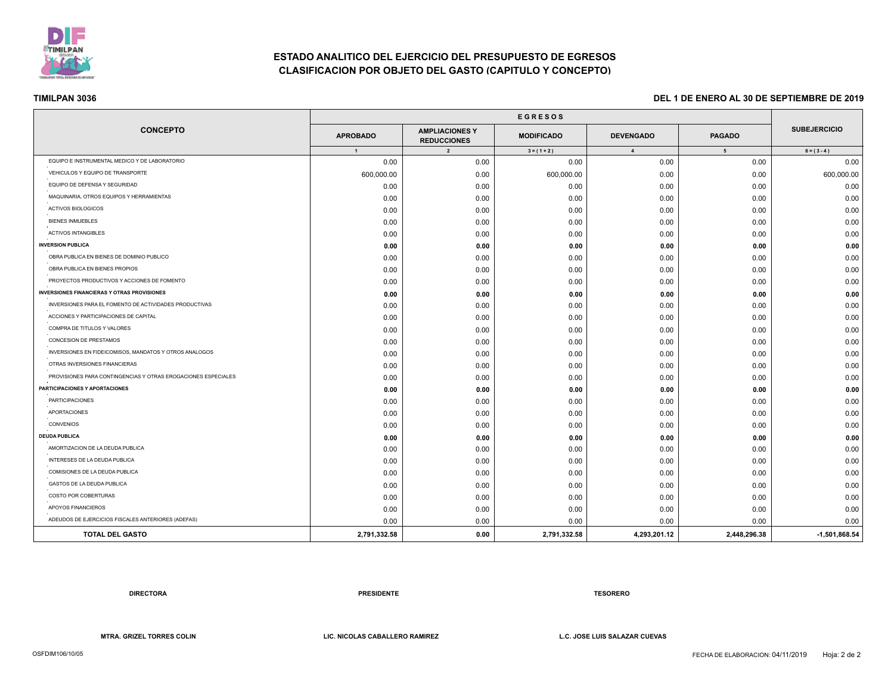## ESTADO ANALITICO DEL EJERCICIO DEL PRESUPUESTO DE EGRESOS
## CLASIFICACION POR OBJETO DEL GASTO (CAPITULO Y CONCEPTO)

**TIMILPAN 3036**

**DEL 1 DE ENERO AL 30 DE SEPTIEMBRE DE 2019**

| CONCEPTO | EGRESOS | | | | | SUBEJERCICIO |
|---|---|---|---|---|---|---|
| | APROBADO | AMPLIACIONES Y REDUCCIONES | MODIFICADO | DEVENGADO | PAGADO | |
| | 1 | 2 | 3 = ( 1 + 2 ) | 4 | 5 | 6 = ( 3 - 4 ) |
| EQUIPO E INSTRUMENTAL MEDICO Y DE LABORATORIO | 0.00 | 0.00 | 0.00 | 0.00 | 0.00 | 0.00 |
| VEHICULOS Y EQUIPO DE TRANSPORTE | 600,000.00 | 0.00 | 600,000.00 | 0.00 | 0.00 | 600,000.00 |
| EQUIPO DE DEFENSA Y SEGURIDAD | 0.00 | 0.00 | 0.00 | 0.00 | 0.00 | 0.00 |
| MAQUINARIA, OTROS EQUIPOS Y HERRAMIENTAS | 0.00 | 0.00 | 0.00 | 0.00 | 0.00 | 0.00 |
| ACTIVOS BIOLOGICOS | 0.00 | 0.00 | 0.00 | 0.00 | 0.00 | 0.00 |
| BIENES INMUEBLES | 0.00 | 0.00 | 0.00 | 0.00 | 0.00 | 0.00 |
| ACTIVOS INTANGIBLES | 0.00 | 0.00 | 0.00 | 0.00 | 0.00 | 0.00 |
| **INVERSION PUBLICA** | **0.00** | **0.00** | **0.00** | **0.00** | **0.00** | **0.00** |
| OBRA PUBLICA EN BIENES DE DOMINIO PUBLICO | 0.00 | 0.00 | 0.00 | 0.00 | 0.00 | 0.00 |
| OBRA PUBLICA EN BIENES PROPIOS | 0.00 | 0.00 | 0.00 | 0.00 | 0.00 | 0.00 |
| PROYECTOS PRODUCTIVOS Y ACCIONES DE FOMENTO | 0.00 | 0.00 | 0.00 | 0.00 | 0.00 | 0.00 |
| **INVERSIONES FINANCIERAS Y OTRAS PROVISIONES** | **0.00** | **0.00** | **0.00** | **0.00** | **0.00** | **0.00** |
| INVERSIONES PARA EL FOMENTO DE ACTIVIDADES PRODUCTIVAS | 0.00 | 0.00 | 0.00 | 0.00 | 0.00 | 0.00 |
| ACCIONES Y PARTICIPACIONES DE CAPITAL | 0.00 | 0.00 | 0.00 | 0.00 | 0.00 | 0.00 |
| COMPRA DE TITULOS Y VALORES | 0.00 | 0.00 | 0.00 | 0.00 | 0.00 | 0.00 |
| CONCESION DE PRESTAMOS | 0.00 | 0.00 | 0.00 | 0.00 | 0.00 | 0.00 |
| INVERSIONES EN FIDEICOMISOS, MANDATOS Y OTROS ANALOGOS | 0.00 | 0.00 | 0.00 | 0.00 | 0.00 | 0.00 |
| OTRAS INVERSIONES FINANCIERAS | 0.00 | 0.00 | 0.00 | 0.00 | 0.00 | 0.00 |
| PROVISIONES PARA CONTINGENCIAS Y OTRAS EROGACIONES ESPECIALES | 0.00 | 0.00 | 0.00 | 0.00 | 0.00 | 0.00 |
| **PARTICIPACIONES Y APORTACIONES** | **0.00** | **0.00** | **0.00** | **0.00** | **0.00** | **0.00** |
| PARTICIPACIONES | 0.00 | 0.00 | 0.00 | 0.00 | 0.00 | 0.00 |
| APORTACIONES | 0.00 | 0.00 | 0.00 | 0.00 | 0.00 | 0.00 |
| CONVENIOS | 0.00 | 0.00 | 0.00 | 0.00 | 0.00 | 0.00 |
| **DEUDA PUBLICA** | **0.00** | **0.00** | **0.00** | **0.00** | **0.00** | **0.00** |
| AMORTIZACION DE LA DEUDA PUBLICA | 0.00 | 0.00 | 0.00 | 0.00 | 0.00 | 0.00 |
| INTERESES DE LA DEUDA PUBLICA | 0.00 | 0.00 | 0.00 | 0.00 | 0.00 | 0.00 |
| COMISIONES DE LA DEUDA PUBLICA | 0.00 | 0.00 | 0.00 | 0.00 | 0.00 | 0.00 |
| GASTOS DE LA DEUDA PUBLICA | 0.00 | 0.00 | 0.00 | 0.00 | 0.00 | 0.00 |
| COSTO POR COBERTURAS | 0.00 | 0.00 | 0.00 | 0.00 | 0.00 | 0.00 |
| APOYOS FINANCIEROS | 0.00 | 0.00 | 0.00 | 0.00 | 0.00 | 0.00 |
| ADEUDOS DE EJERCICIOS FISCALES ANTERIORES (ADEFAS) | 0.00 | 0.00 | 0.00 | 0.00 | 0.00 | 0.00 |
| **TOTAL DEL GASTO** | **2,791,332.58** | **0.00** | **2,791,332.58** | **4,293,201.12** | **2,448,296.38** | **-1,501,868.54** |

**DIRECTORA** | **PRESIDENTE** | **TESORERO**

**MTRA. GRIZEL TORRES COLIN** | **LIC. NICOLAS CABALLERO RAMIREZ** | **L.C. JOSE LUIS SALAZAR CUEVAS**

OSFDIM106/10/05

FECHA DE ELABORACION: 04/11/2019